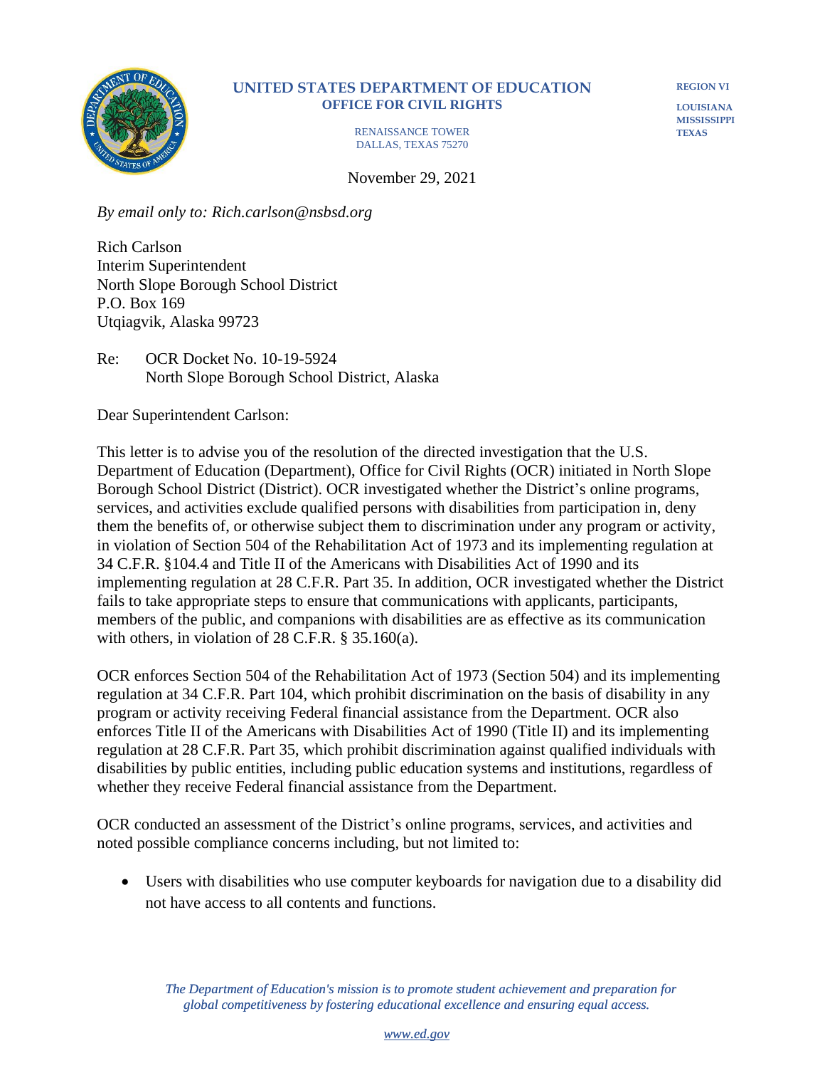**UNITED STATES DEPARTMENT OF EDUCATION**
**OFFICE FOR CIVIL RIGHTS**

RENAISSANCE TOWER
DALLAS, TEXAS 75270

**REGION VI**

**LOUISIANA**
**MISSISSIPPI**
**TEXAS**

November 29, 2021

*By email only to: Rich.carlson@nsbsd.org*

Rich Carlson
Interim Superintendent
North Slope Borough School District
P.O. Box 169
Utqiagvik, Alaska 99723

Re: OCR Docket No. 10-19-5924
North Slope Borough School District, Alaska

Dear Superintendent Carlson:

This letter is to advise you of the resolution of the directed investigation that the U.S. Department of Education (Department), Office for Civil Rights (OCR) initiated in North Slope Borough School District (District). OCR investigated whether the District's online programs, services, and activities exclude qualified persons with disabilities from participation in, deny them the benefits of, or otherwise subject them to discrimination under any program or activity, in violation of Section 504 of the Rehabilitation Act of 1973 and its implementing regulation at 34 C.F.R. §104.4 and Title II of the Americans with Disabilities Act of 1990 and its implementing regulation at 28 C.F.R. Part 35. In addition, OCR investigated whether the District fails to take appropriate steps to ensure that communications with applicants, participants, members of the public, and companions with disabilities are as effective as its communication with others, in violation of 28 C.F.R. § 35.160(a).

OCR enforces Section 504 of the Rehabilitation Act of 1973 (Section 504) and its implementing regulation at 34 C.F.R. Part 104, which prohibit discrimination on the basis of disability in any program or activity receiving Federal financial assistance from the Department. OCR also enforces Title II of the Americans with Disabilities Act of 1990 (Title II) and its implementing regulation at 28 C.F.R. Part 35, which prohibit discrimination against qualified individuals with disabilities by public entities, including public education systems and institutions, regardless of whether they receive Federal financial assistance from the Department.

OCR conducted an assessment of the District's online programs, services, and activities and noted possible compliance concerns including, but not limited to:

- Users with disabilities who use computer keyboards for navigation due to a disability did not have access to all contents and functions.

*The Department of Education's mission is to promote student achievement and preparation for global competitiveness by fostering educational excellence and ensuring equal access.*

www.ed.gov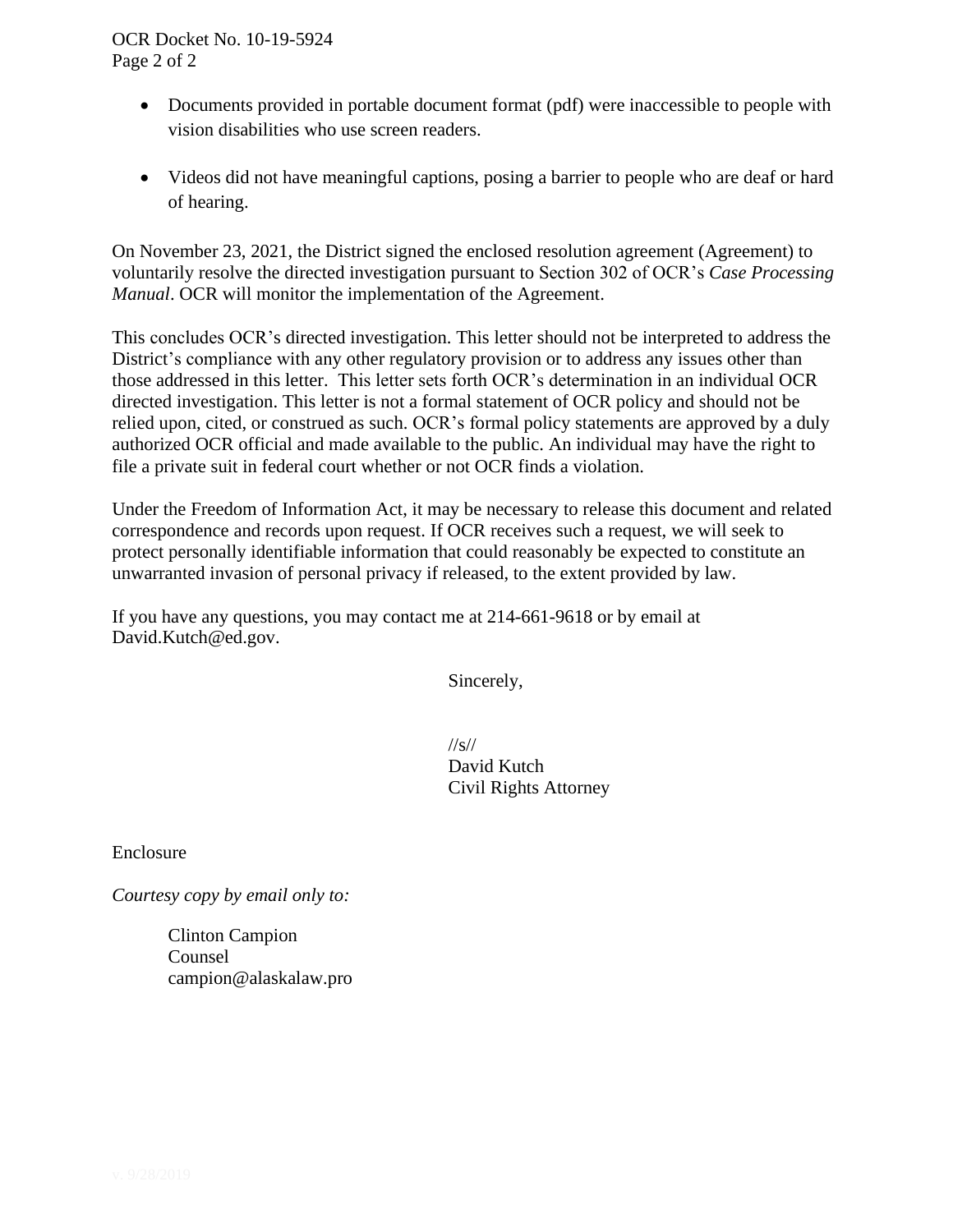- Documents provided in portable document format (pdf) were inaccessible to people with vision disabilities who use screen readers.

- Videos did not have meaningful captions, posing a barrier to people who are deaf or hard of hearing.

On November 23, 2021, the District signed the enclosed resolution agreement (Agreement) to voluntarily resolve the directed investigation pursuant to Section 302 of OCR's *Case Processing Manual*. OCR will monitor the implementation of the Agreement.

This concludes OCR's directed investigation. This letter should not be interpreted to address the District's compliance with any other regulatory provision or to address any issues other than those addressed in this letter. This letter sets forth OCR's determination in an individual OCR directed investigation. This letter is not a formal statement of OCR policy and should not be relied upon, cited, or construed as such. OCR's formal policy statements are approved by a duly authorized OCR official and made available to the public. An individual may have the right to file a private suit in federal court whether or not OCR finds a violation.

Under the Freedom of Information Act, it may be necessary to release this document and related correspondence and records upon request. If OCR receives such a request, we will seek to protect personally identifiable information that could reasonably be expected to constitute an unwarranted invasion of personal privacy if released, to the extent provided by law.

If you have any questions, you may contact me at 214-661-9618 or by email at David.Kutch@ed.gov.

Sincerely,

//s//
David Kutch
Civil Rights Attorney

Enclosure

*Courtesy copy by email only to:*

Clinton Campion
Counsel
campion@alaskalaw.pro